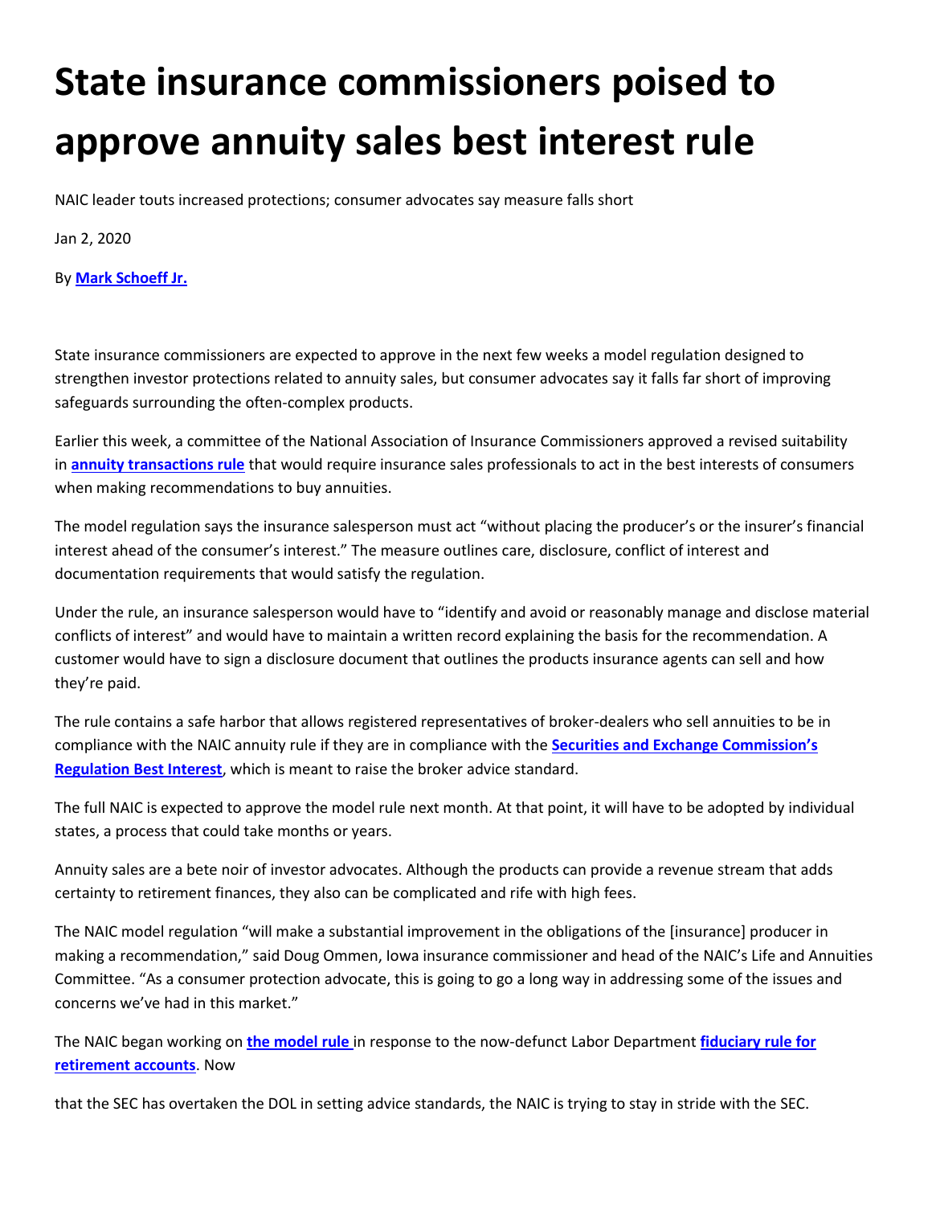# State insurance commissioners poised to approve annuity sales best interest rule

NAIC leader touts increased protections; consumer advocates say measure falls short

Jan 2, 2020

By **Mark Schoeff Jr.**

State insurance commissioners are expected to approve in the next few weeks a model regulation designed to strengthen investor protections related to annuity sales, but consumer advocates say it falls far short of improving safeguards surrounding the often-complex products.

Earlier this week, a committee of the National Association of Insurance Commissioners approved a revised suitability in **annuity transactions rule** that would require insurance sales professionals to act in the best interests of consumers when making recommendations to buy annuities.

The model regulation says the insurance salesperson must act "without placing the producer's or the insurer's financial interest ahead of the consumer's interest." The measure outlines care, disclosure, conflict of interest and documentation requirements that would satisfy the regulation.

Under the rule, an insurance salesperson would have to "identify and avoid or reasonably manage and disclose material conflicts of interest" and would have to maintain a written record explaining the basis for the recommendation. A customer would have to sign a disclosure document that outlines the products insurance agents can sell and how they're paid.

The rule contains a safe harbor that allows registered representatives of broker-dealers who sell annuities to be in compliance with the NAIC annuity rule if they are in compliance with the **Securities and Exchange Commission's Regulation Best Interest**, which is meant to raise the broker advice standard.

The full NAIC is expected to approve the model rule next month. At that point, it will have to be adopted by individual states, a process that could take months or years.

Annuity sales are a bete noir of investor advocates. Although the products can provide a revenue stream that adds certainty to retirement finances, they also can be complicated and rife with high fees.

The NAIC model regulation "will make a substantial improvement in the obligations of the [insurance] producer in making a recommendation," said Doug Ommen, Iowa insurance commissioner and head of the NAIC's Life and Annuities Committee. "As a consumer protection advocate, this is going to go a long way in addressing some of the issues and concerns we've had in this market."

The NAIC began working on **the model rule** in response to the now-defunct Labor Department **fiduciary rule for retirement accounts**. Now that the SEC has overtaken the DOL in setting advice standards, the NAIC is trying to stay in stride with the SEC.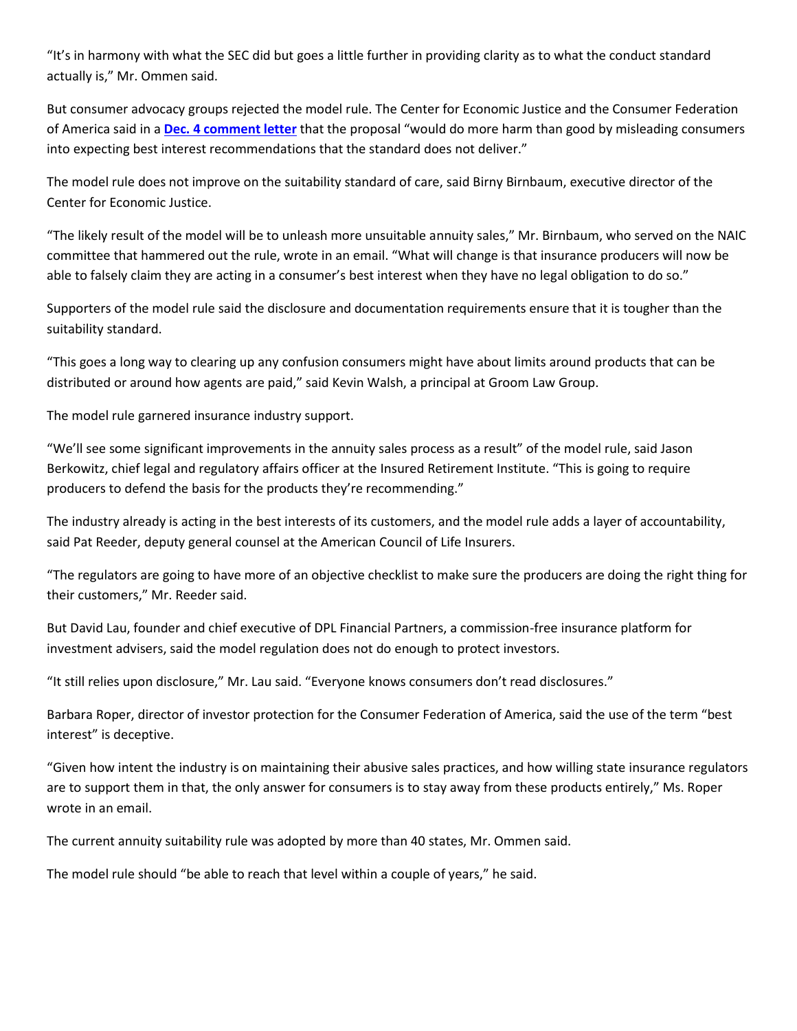"It's in harmony with what the SEC did but goes a little further in providing clarity as to what the conduct standard actually is," Mr. Ommen said.

But consumer advocacy groups rejected the model rule. The Center for Economic Justice and the Consumer Federation of America said in a **Dec. 4 comment letter** that the proposal "would do more harm than good by misleading consumers into expecting best interest recommendations that the standard does not deliver."

The model rule does not improve on the suitability standard of care, said Birny Birnbaum, executive director of the Center for Economic Justice.

"The likely result of the model will be to unleash more unsuitable annuity sales," Mr. Birnbaum, who served on the NAIC committee that hammered out the rule, wrote in an email. "What will change is that insurance producers will now be able to falsely claim they are acting in a consumer's best interest when they have no legal obligation to do so."

Supporters of the model rule said the disclosure and documentation requirements ensure that it is tougher than the suitability standard.

"This goes a long way to clearing up any confusion consumers might have about limits around products that can be distributed or around how agents are paid," said Kevin Walsh, a principal at Groom Law Group.

The model rule garnered insurance industry support.

"We'll see some significant improvements in the annuity sales process as a result" of the model rule, said Jason Berkowitz, chief legal and regulatory affairs officer at the Insured Retirement Institute. "This is going to require producers to defend the basis for the products they're recommending."

The industry already is acting in the best interests of its customers, and the model rule adds a layer of accountability, said Pat Reeder, deputy general counsel at the American Council of Life Insurers.

"The regulators are going to have more of an objective checklist to make sure the producers are doing the right thing for their customers," Mr. Reeder said.

But David Lau, founder and chief executive of DPL Financial Partners, a commission-free insurance platform for investment advisers, said the model regulation does not do enough to protect investors.

"It still relies upon disclosure," Mr. Lau said. "Everyone knows consumers don't read disclosures."

Barbara Roper, director of investor protection for the Consumer Federation of America, said the use of the term "best interest" is deceptive.

"Given how intent the industry is on maintaining their abusive sales practices, and how willing state insurance regulators are to support them in that, the only answer for consumers is to stay away from these products entirely," Ms. Roper wrote in an email.

The current annuity suitability rule was adopted by more than 40 states, Mr. Ommen said.

The model rule should "be able to reach that level within a couple of years," he said.